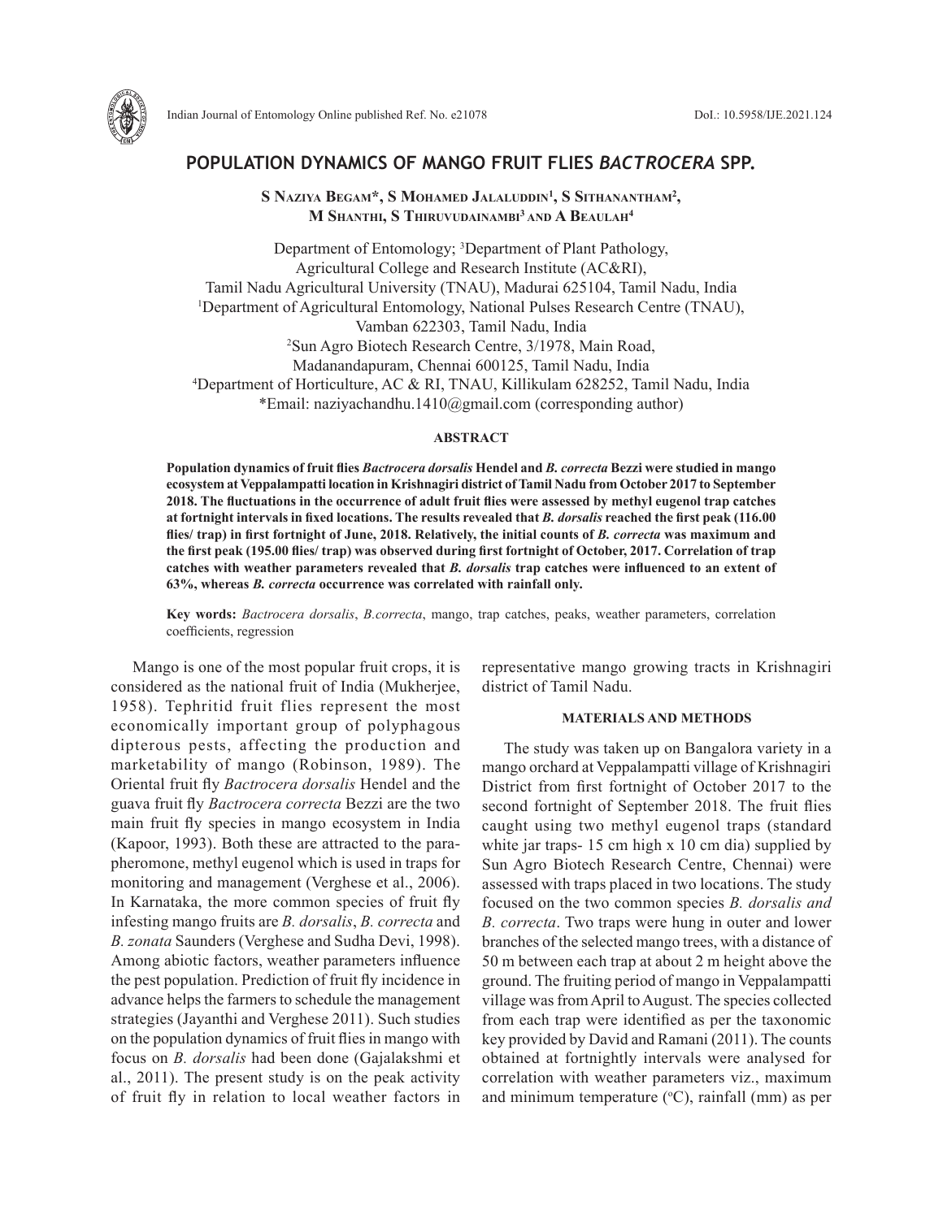# POPULATION DYNAMICS OF MANGO FRUIT FLIES *BACTROCERA* SPP.

**S Naziya Begam\*, S Mohamed Jalaluddin[1], S Sithanantham[2], M Shanthi, S Thiruvudainambi[3] and A Beaulah[4]**

Department of Entomology; [3]Department of Plant Pathology,
Agricultural College and Research Institute (AC&RI),
Tamil Nadu Agricultural University (TNAU), Madurai 625104, Tamil Nadu, India
[1]Department of Agricultural Entomology, National Pulses Research Centre (TNAU),
Vamban 622303, Tamil Nadu, India
[2]Sun Agro Biotech Research Centre, 3/1978, Main Road,
Madanandapuram, Chennai 600125, Tamil Nadu, India
[4]Department of Horticulture, AC & RI, TNAU, Killikulam 628252, Tamil Nadu, India
\*Email: naziyachandhu.1410@gmail.com (corresponding author)

## ABSTRACT

**Population dynamics of fruit flies *Bactrocera dorsalis* Hendel and *B. correcta* Bezzi were studied in mango ecosystem at Veppalampatti location in Krishnagiri district of Tamil Nadu from October 2017 to September 2018. The fluctuations in the occurrence of adult fruit flies were assessed by methyl eugenol trap catches at fortnight intervals in fixed locations. The results revealed that *B. dorsalis* reached the first peak (116.00 flies/ trap) in first fortnight of June, 2018. Relatively, the initial counts of *B. correcta* was maximum and the first peak (195.00 flies/ trap) was observed during first fortnight of October, 2017. Correlation of trap catches with weather parameters revealed that *B. dorsalis* trap catches were influenced to an extent of 63%, whereas *B. correcta* occurrence was correlated with rainfall only.**

**Key words:** *Bactrocera dorsalis*, *B.correcta*, mango, trap catches, peaks, weather parameters, correlation coefficients, regression

Mango is one of the most popular fruit crops, it is considered as the national fruit of India (Mukherjee, 1958). Tephritid fruit flies represent the most economically important group of polyphagous dipterous pests, affecting the production and marketability of mango (Robinson, 1989). The Oriental fruit fly *Bactrocera dorsalis* Hendel and the guava fruit fly *Bactrocera correcta* Bezzi are the two main fruit fly species in mango ecosystem in India (Kapoor, 1993). Both these are attracted to the para-pheromone, methyl eugenol which is used in traps for monitoring and management (Verghese et al., 2006). In Karnataka, the more common species of fruit fly infesting mango fruits are *B. dorsalis*, *B. correcta* and *B. zonata* Saunders (Verghese and Sudha Devi, 1998). Among abiotic factors, weather parameters influence the pest population. Prediction of fruit fly incidence in advance helps the farmers to schedule the management strategies (Jayanthi and Verghese 2011). Such studies on the population dynamics of fruit flies in mango with focus on *B. dorsalis* had been done (Gajalakshmi et al., 2011). The present study is on the peak activity of fruit fly in relation to local weather factors in representative mango growing tracts in Krishnagiri district of Tamil Nadu.

## MATERIALS AND METHODS

The study was taken up on Bangalora variety in a mango orchard at Veppalampatti village of Krishnagiri District from first fortnight of October 2017 to the second fortnight of September 2018. The fruit flies caught using two methyl eugenol traps (standard white jar traps- 15 cm high x 10 cm dia) supplied by Sun Agro Biotech Research Centre, Chennai) were assessed with traps placed in two locations. The study focused on the two common species *B. dorsalis and B. correcta*. Two traps were hung in outer and lower branches of the selected mango trees, with a distance of 50 m between each trap at about 2 m height above the ground. The fruiting period of mango in Veppalampatti village was from April to August. The species collected from each trap were identified as per the taxonomic key provided by David and Ramani (2011). The counts obtained at fortnightly intervals were analysed for correlation with weather parameters viz., maximum and minimum temperature ($^{o}$C), rainfall (mm) as per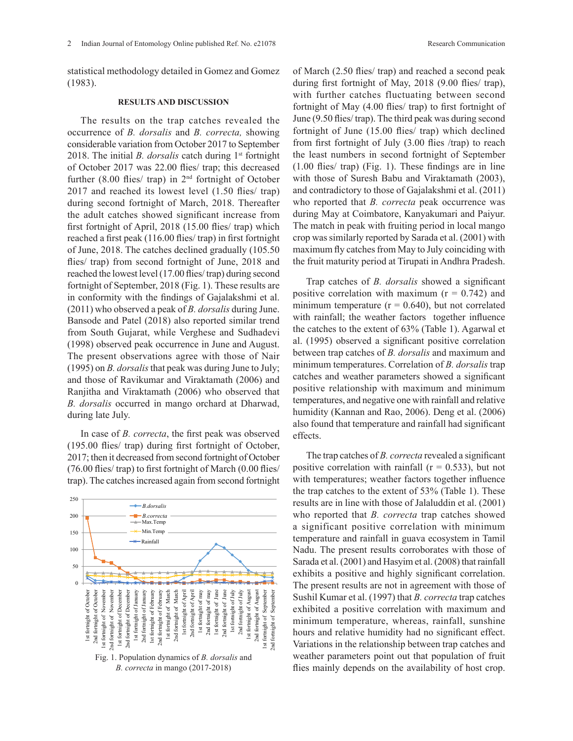statistical methodology detailed in Gomez and Gomez (1983).

## RESULTS AND DISCUSSION

The results on the trap catches revealed the occurrence of *B. dorsalis* and *B. correcta,* showing considerable variation from October 2017 to September 2018. The initial *B. dorsalis* catch during 1st fortnight of October 2017 was 22.00 flies/ trap; this decreased further (8.00 flies/ trap) in 2nd fortnight of October 2017 and reached its lowest level (1.50 flies/ trap) during second fortnight of March, 2018. Thereafter the adult catches showed significant increase from first fortnight of April, 2018 (15.00 flies/ trap) which reached a first peak (116.00 flies/ trap) in first fortnight of June, 2018. The catches declined gradually (105.50 flies/ trap) from second fortnight of June, 2018 and reached the lowest level (17.00 flies/ trap) during second fortnight of September, 2018 (Fig. 1). These results are in conformity with the findings of Gajalakshmi et al. (2011) who observed a peak of *B. dorsalis* during June. Bansode and Patel (2018) also reported similar trend from South Gujarat, while Verghese and Sudhadevi (1998) observed peak occurrence in June and August. The present observations agree with those of Nair (1995) on *B. dorsalis* that peak was during June to July; and those of Ravikumar and Viraktamath (2006) and Ranjitha and Viraktamath (2006) who observed that *B. dorsalis* occurred in mango orchard at Dharwad, during late July.

In case of *B. correcta*, the first peak was observed (195.00 flies/ trap) during first fortnight of October, 2017; then it decreased from second fortnight of October (76.00 flies/ trap) to first fortnight of March (0.00 flies/ trap). The catches increased again from second fortnight of March (2.50 flies/ trap) and reached a second peak during first fortnight of May, 2018 (9.00 flies/ trap), with further catches fluctuating between second fortnight of May (4.00 flies/ trap) to first fortnight of June (9.50 flies/ trap). The third peak was during second fortnight of June (15.00 flies/ trap) which declined from first fortnight of July (3.00 flies /trap) to reach the least numbers in second fortnight of September (1.00 flies/ trap) (Fig. 1). These findings are in line with those of Suresh Babu and Viraktamath (2003), and contradictory to those of Gajalakshmi et al. (2011) who reported that *B. correcta* peak occurrence was during May at Coimbatore, Kanyakumari and Paiyur. The match in peak with fruiting period in local mango crop was similarly reported by Sarada et al. (2001) with maximum fly catches from May to July coinciding with the fruit maturity period at Tirupati in Andhra Pradesh.

Fig. 1. Population dynamics of *B. dorsalis* and *B. correcta* in mango (2017-2018)

Trap catches of *B. dorsalis* showed a significant positive correlation with maximum (r = 0.742) and minimum temperature (r = 0.640), but not correlated with rainfall; the weather factors together influence the catches to the extent of 63% (Table 1). Agarwal et al. (1995) observed a significant positive correlation between trap catches of *B. dorsalis* and maximum and minimum temperatures. Correlation of *B. dorsalis* trap catches and weather parameters showed a significant positive relationship with maximum and minimum temperatures, and negative one with rainfall and relative humidity (Kannan and Rao, 2006). Deng et al. (2006) also found that temperature and rainfall had significant effects.

The trap catches of *B. correcta* revealed a significant positive correlation with rainfall (r = 0.533), but not with temperatures; weather factors together influence the trap catches to the extent of 53% (Table 1). These results are in line with those of Jalaluddin et al. (2001) who reported that *B. correcta* trap catches showed a significant positive correlation with minimum temperature and rainfall in guava ecosystem in Tamil Nadu. The present results corroborates with those of Sarada et al. (2001) and Hasyim et al. (2008) that rainfall exhibits a positive and highly significant correlation. The present results are not in agreement with those of Sushil Kumar et al. (1997) that *B. correcta* trap catches exhibited a positive correlation with maximum and minimum temperature, whereas, rainfall, sunshine hours and relative humidity had no significant effect. Variations in the relationship between trap catches and weather parameters point out that population of fruit flies mainly depends on the availability of host crop.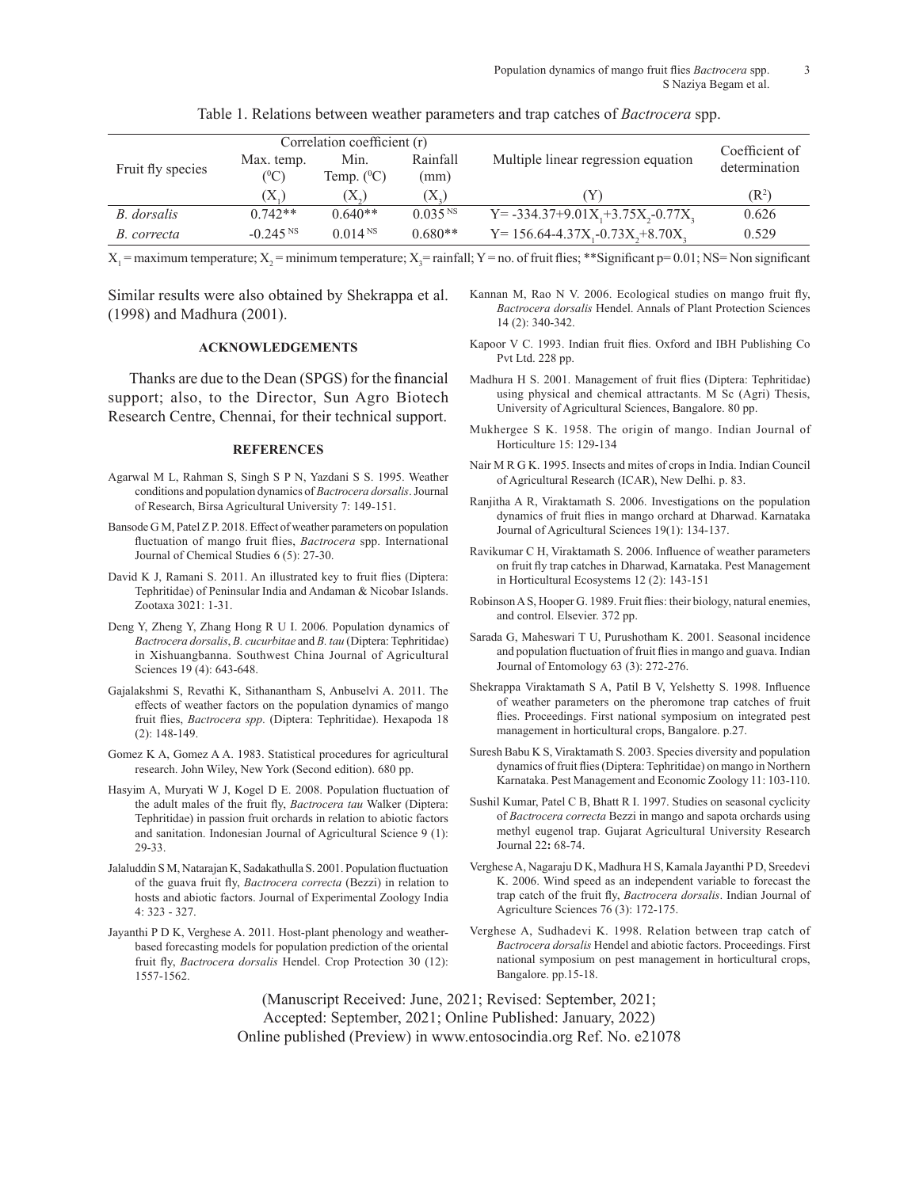Table 1. Relations between weather parameters and trap catches of *Bactrocera* spp.

| Fruit fly species | Correlation coefficient (r) | | | Multiple linear regression equation | Coefficient of determination |
|---|---|---|---|---|---|
| | Max. temp. ($^0$C) | Min. Temp. ($^0$C) | Rainfall (mm) | | |
| | ($X_1$) | ($X_2$) | ($X_3$) | (Y) | ($R^2$) |
| *B. dorsalis* | 0.742** | 0.640** | $0.035^{NS}$ | $Y= -334.37+9.01X_1+3.75X_2-0.77X_3$ | 0.626 |
| *B. correcta* | $-0.245^{NS}$ | $0.014^{NS}$ | 0.680** | $Y= 156.64-4.37X_1-0.73X_2+8.70X_3$ | 0.529 |

$X_1$ = maximum temperature; $X_2$ = minimum temperature; $X_3$= rainfall; Y = no. of fruit flies; **Significant p= 0.01; NS= Non significant

Similar results were also obtained by Shekrappa et al. (1998) and Madhura (2001).

## ACKNOWLEDGEMENTS

Thanks are due to the Dean (SPGS) for the financial support; also, to the Director, Sun Agro Biotech Research Centre, Chennai, for their technical support.

## REFERENCES

Agarwal M L, Rahman S, Singh S P N, Yazdani S S. 1995. Weather conditions and population dynamics of *Bactrocera dorsalis*. Journal of Research, Birsa Agricultural University 7: 149-151.

Bansode G M, Patel Z P. 2018. Effect of weather parameters on population fluctuation of mango fruit flies, *Bactrocera* spp. International Journal of Chemical Studies 6 (5): 27-30.

David K J, Ramani S. 2011. An illustrated key to fruit flies (Diptera: Tephritidae) of Peninsular India and Andaman & Nicobar Islands. Zootaxa 3021: 1-31.

Deng Y, Zheng Y, Zhang Hong R U I. 2006. Population dynamics of *Bactrocera dorsalis*, *B. cucurbitae* and *B. tau* (Diptera: Tephritidae) in Xishuangbanna. Southwest China Journal of Agricultural Sciences 19 (4): 643-648.

Gajalakshmi S, Revathi K, Sithanantham S, Anbuselvi A. 2011. The effects of weather factors on the population dynamics of mango fruit flies, *Bactrocera spp*. (Diptera: Tephritidae). Hexapoda 18 (2): 148-149.

Gomez K A, Gomez A A. 1983. Statistical procedures for agricultural research. John Wiley, New York (Second edition). 680 pp.

Hasyim A, Muryati W J, Kogel D E. 2008. Population fluctuation of the adult males of the fruit fly, *Bactrocera tau* Walker (Diptera: Tephritidae) in passion fruit orchards in relation to abiotic factors and sanitation. Indonesian Journal of Agricultural Science 9 (1): 29-33.

Jalaluddin S M, Natarajan K, Sadakathulla S. 2001. Population fluctuation of the guava fruit fly, *Bactrocera correcta* (Bezzi) in relation to hosts and abiotic factors. Journal of Experimental Zoology India 4: 323 - 327.

Jayanthi P D K, Verghese A. 2011. Host-plant phenology and weather-based forecasting models for population prediction of the oriental fruit fly, *Bactrocera dorsalis* Hendel. Crop Protection 30 (12): 1557-1562.

Kannan M, Rao N V. 2006. Ecological studies on mango fruit fly, *Bactrocera dorsalis* Hendel. Annals of Plant Protection Sciences 14 (2): 340-342.

Kapoor V C. 1993. Indian fruit flies. Oxford and IBH Publishing Co Pvt Ltd. 228 pp.

Madhura H S. 2001. Management of fruit flies (Diptera: Tephritidae) using physical and chemical attractants. M Sc (Agri) Thesis, University of Agricultural Sciences, Bangalore. 80 pp.

Mukhergee S K. 1958. The origin of mango. Indian Journal of Horticulture 15: 129-134

Nair M R G K. 1995. Insects and mites of crops in India. Indian Council of Agricultural Research (ICAR), New Delhi. p. 83.

Ranjitha A R, Viraktamath S. 2006. Investigations on the population dynamics of fruit flies in mango orchard at Dharwad. Karnataka Journal of Agricultural Sciences 19(1): 134-137.

Ravikumar C H, Viraktamath S. 2006. Influence of weather parameters on fruit fly trap catches in Dharwad, Karnataka. Pest Management in Horticultural Ecosystems 12 (2): 143-151

Robinson A S, Hooper G. 1989. Fruit flies: their biology, natural enemies, and control. Elsevier. 372 pp.

Sarada G, Maheswari T U, Purushotham K. 2001. Seasonal incidence and population fluctuation of fruit flies in mango and guava. Indian Journal of Entomology 63 (3): 272-276.

Shekrappa Viraktamath S A, Patil B V, Yelshetty S. 1998. Influence of weather parameters on the pheromone trap catches of fruit flies. Proceedings. First national symposium on integrated pest management in horticultural crops, Bangalore. p.27.

Suresh Babu K S, Viraktamath S. 2003. Species diversity and population dynamics of fruit flies (Diptera: Tephritidae) on mango in Northern Karnataka. Pest Management and Economic Zoology 11: 103-110.

Sushil Kumar, Patel C B, Bhatt R I. 1997. Studies on seasonal cyclicity of *Bactrocera correcta* Bezzi in mango and sapota orchards using methyl eugenol trap. Gujarat Agricultural University Research Journal 22**:** 68-74.

Verghese A, Nagaraju D K, Madhura H S, Kamala Jayanthi P D, Sreedevi K. 2006. Wind speed as an independent variable to forecast the trap catch of the fruit fly, *Bactrocera dorsalis*. Indian Journal of Agriculture Sciences 76 (3): 172-175.

Verghese A, Sudhadevi K. 1998. Relation between trap catch of *Bactrocera dorsalis* Hendel and abiotic factors. Proceedings. First national symposium on pest management in horticultural crops, Bangalore. pp.15-18.

(Manuscript Received: June, 2021; Revised: September, 2021; Accepted: September, 2021; Online Published: January, 2022)
Online published (Preview) in www.entosocindia.org Ref. No. e21078